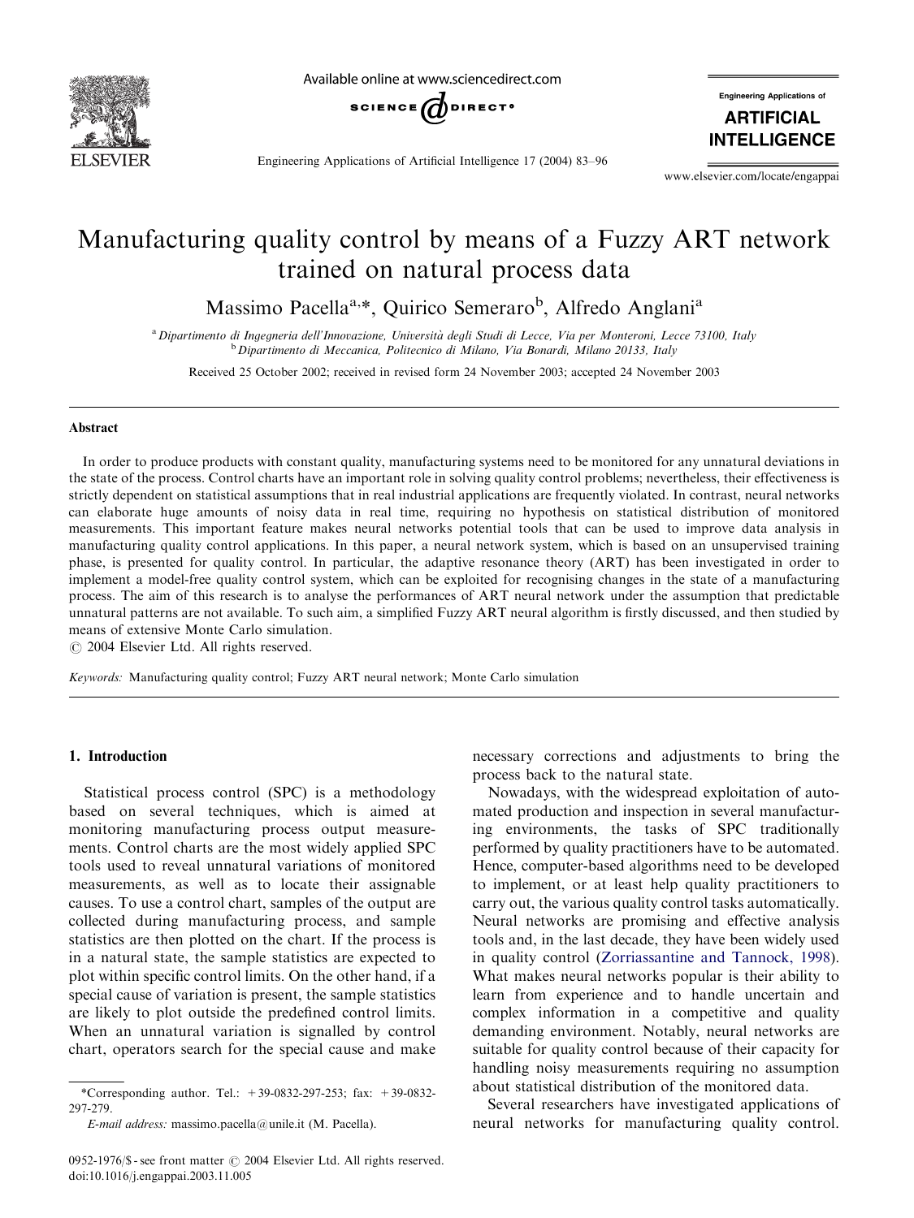# Manufacturing quality control by means of a Fuzzy ART network trained on natural process data

Massimo Pacella[a,*], Quirico Semeraro[b], Alfredo Anglani[a]

[a] *Dipartimento di Ingegneria dell'Innovazione, Università degli Studi di Lecce, Via per Monteroni, Lecce 73100, Italy*
[b] *Dipartimento di Meccanica, Politecnico di Milano, Via Bonardi, Milano 20133, Italy*

Received 25 October 2002; received in revised form 24 November 2003; accepted 24 November 2003

## Abstract

In order to produce products with constant quality, manufacturing systems need to be monitored for any unnatural deviations in the state of the process. Control charts have an important role in solving quality control problems; nevertheless, their effectiveness is strictly dependent on statistical assumptions that in real industrial applications are frequently violated. In contrast, neural networks can elaborate huge amounts of noisy data in real time, requiring no hypothesis on statistical distribution of monitored measurements. This important feature makes neural networks potential tools that can be used to improve data analysis in manufacturing quality control applications. In this paper, a neural network system, which is based on an unsupervised training phase, is presented for quality control. In particular, the adaptive resonance theory (ART) has been investigated in order to implement a model-free quality control system, which can be exploited for recognising changes in the state of a manufacturing process. The aim of this research is to analyse the performances of ART neural network under the assumption that predictable unnatural patterns are not available. To such aim, a simplified Fuzzy ART neural algorithm is firstly discussed, and then studied by means of extensive Monte Carlo simulation.

© 2004 Elsevier Ltd. All rights reserved.

*Keywords:* Manufacturing quality control; Fuzzy ART neural network; Monte Carlo simulation

## 1. Introduction

Statistical process control (SPC) is a methodology based on several techniques, which is aimed at monitoring manufacturing process output measurements. Control charts are the most widely applied SPC tools used to reveal unnatural variations of monitored measurements, as well as to locate their assignable causes. To use a control chart, samples of the output are collected during manufacturing process, and sample statistics are then plotted on the chart. If the process is in a natural state, the sample statistics are expected to plot within specific control limits. On the other hand, if a special cause of variation is present, the sample statistics are likely to plot outside the predefined control limits. When an unnatural variation is signalled by control chart, operators search for the special cause and make necessary corrections and adjustments to bring the process back to the natural state.

Nowadays, with the widespread exploitation of automated production and inspection in several manufacturing environments, the tasks of SPC traditionally performed by quality practitioners have to be automated. Hence, computer-based algorithms need to be developed to implement, or at least help quality practitioners to carry out, the various quality control tasks automatically. Neural networks are promising and effective analysis tools and, in the last decade, they have been widely used in quality control (Zorriassantine and Tannock, 1998). What makes neural networks popular is their ability to learn from experience and to handle uncertain and complex information in a competitive and quality demanding environment. Notably, neural networks are suitable for quality control because of their capacity for handling noisy measurements requiring no assumption about statistical distribution of the monitored data.

Several researchers have investigated applications of neural networks for manufacturing quality control.

*Corresponding author. Tel.: +39-0832-297-253; fax: +39-0832-297-279.
*E-mail address:* massimo.pacella@unile.it (M. Pacella).

0952-1976/$ - see front matter © 2004 Elsevier Ltd. All rights reserved.
doi:10.1016/j.engappai.2003.11.005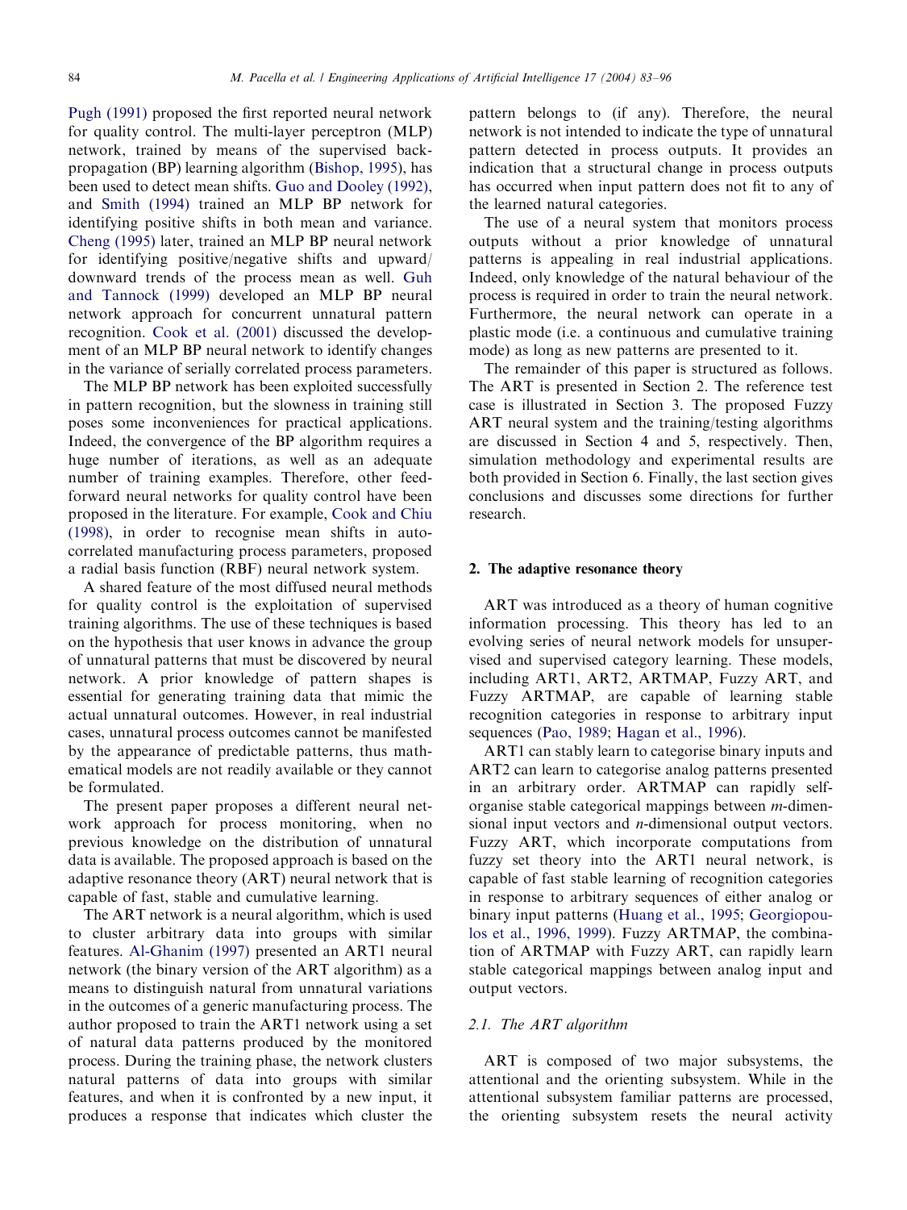Pugh (1991) proposed the first reported neural network for quality control. The multi-layer perceptron (MLP) network, trained by means of the supervised back-propagation (BP) learning algorithm (Bishop, 1995), has been used to detect mean shifts. Guo and Dooley (1992), and Smith (1994) trained an MLP BP network for identifying positive shifts in both mean and variance. Cheng (1995) later, trained an MLP BP neural network for identifying positive/negative shifts and upward/downward trends of the process mean as well. Guh and Tannock (1999) developed an MLP BP neural network approach for concurrent unnatural pattern recognition. Cook et al. (2001) discussed the development of an MLP BP neural network to identify changes in the variance of serially correlated process parameters.

The MLP BP network has been exploited successfully in pattern recognition, but the slowness in training still poses some inconveniences for practical applications. Indeed, the convergence of the BP algorithm requires a huge number of iterations, as well as an adequate number of training examples. Therefore, other feed-forward neural networks for quality control have been proposed in the literature. For example, Cook and Chiu (1998), in order to recognise mean shifts in auto-correlated manufacturing process parameters, proposed a radial basis function (RBF) neural network system.

A shared feature of the most diffused neural methods for quality control is the exploitation of supervised training algorithms. The use of these techniques is based on the hypothesis that user knows in advance the group of unnatural patterns that must be discovered by neural network. A prior knowledge of pattern shapes is essential for generating training data that mimic the actual unnatural outcomes. However, in real industrial cases, unnatural process outcomes cannot be manifested by the appearance of predictable patterns, thus mathematical models are not readily available or they cannot be formulated.

The present paper proposes a different neural network approach for process monitoring, when no previous knowledge on the distribution of unnatural data is available. The proposed approach is based on the adaptive resonance theory (ART) neural network that is capable of fast, stable and cumulative learning.

The ART network is a neural algorithm, which is used to cluster arbitrary data into groups with similar features. Al-Ghanim (1997) presented an ART1 neural network (the binary version of the ART algorithm) as a means to distinguish natural from unnatural variations in the outcomes of a generic manufacturing process. The author proposed to train the ART1 network using a set of natural data patterns produced by the monitored process. During the training phase, the network clusters natural patterns of data into groups with similar features, and when it is confronted by a new input, it produces a response that indicates which cluster the pattern belongs to (if any). Therefore, the neural network is not intended to indicate the type of unnatural pattern detected in process outputs. It provides an indication that a structural change in process outputs has occurred when input pattern does not fit to any of the learned natural categories.

The use of a neural system that monitors process outputs without a prior knowledge of unnatural patterns is appealing in real industrial applications. Indeed, only knowledge of the natural behaviour of the process is required in order to train the neural network. Furthermore, the neural network can operate in a plastic mode (i.e. a continuous and cumulative training mode) as long as new patterns are presented to it.

The remainder of this paper is structured as follows. The ART is presented in Section 2. The reference test case is illustrated in Section 3. The proposed Fuzzy ART neural system and the training/testing algorithms are discussed in Section 4 and 5, respectively. Then, simulation methodology and experimental results are both provided in Section 6. Finally, the last section gives conclusions and discusses some directions for further research.

## 2. The adaptive resonance theory

ART was introduced as a theory of human cognitive information processing. This theory has led to an evolving series of neural network models for unsupervised and supervised category learning. These models, including ART1, ART2, ARTMAP, Fuzzy ART, and Fuzzy ARTMAP, are capable of learning stable recognition categories in response to arbitrary input sequences (Pao, 1989; Hagan et al., 1996).

ART1 can stably learn to categorise binary inputs and ART2 can learn to categorise analog patterns presented in an arbitrary order. ARTMAP can rapidly self-organise stable categorical mappings between $m$-dimensional input vectors and $n$-dimensional output vectors. Fuzzy ART, which incorporate computations from fuzzy set theory into the ART1 neural network, is capable of fast stable learning of recognition categories in response to arbitrary sequences of either analog or binary input patterns (Huang et al., 1995; Georgiopoulos et al., 1996, 1999). Fuzzy ARTMAP, the combination of ARTMAP with Fuzzy ART, can rapidly learn stable categorical mappings between analog input and output vectors.

### 2.1. The ART algorithm

ART is composed of two major subsystems, the attentional and the orienting subsystem. While in the attentional subsystem familiar patterns are processed, the orienting subsystem resets the neural activity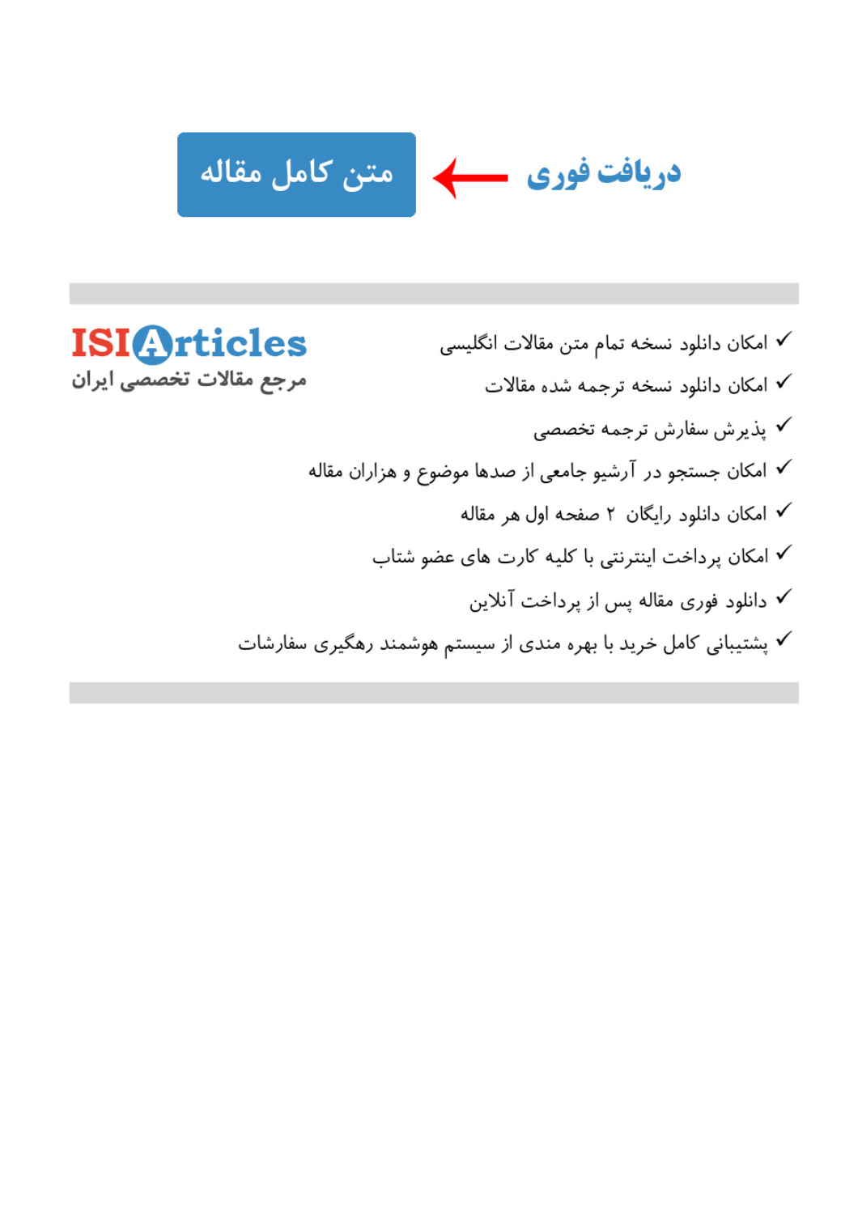دریافت فوری ← **متن کامل مقاله**

**ISIArticles**
مرجع مقالات تخصصی ایران

- ✓ امکان دانلود نسخه تمام متن مقالات انگلیسی
- ✓ امکان دانلود نسخه ترجمه شده مقالات
- ✓ پذیرش سفارش ترجمه تخصصی
- ✓ امکان جستجو در آرشیو جامعی از صدها موضوع و هزاران مقاله
- ✓ امکان دانلود رایگان ۲ صفحه اول هر مقاله
- ✓ امکان پرداخت اینترنتی با کلیه کارت های عضو شتاب
- ✓ دانلود فوری مقاله پس از پرداخت آنلاین
- ✓ پشتیبانی کامل خرید با بهره مندی از سیستم هوشمند رهگیری سفارشات